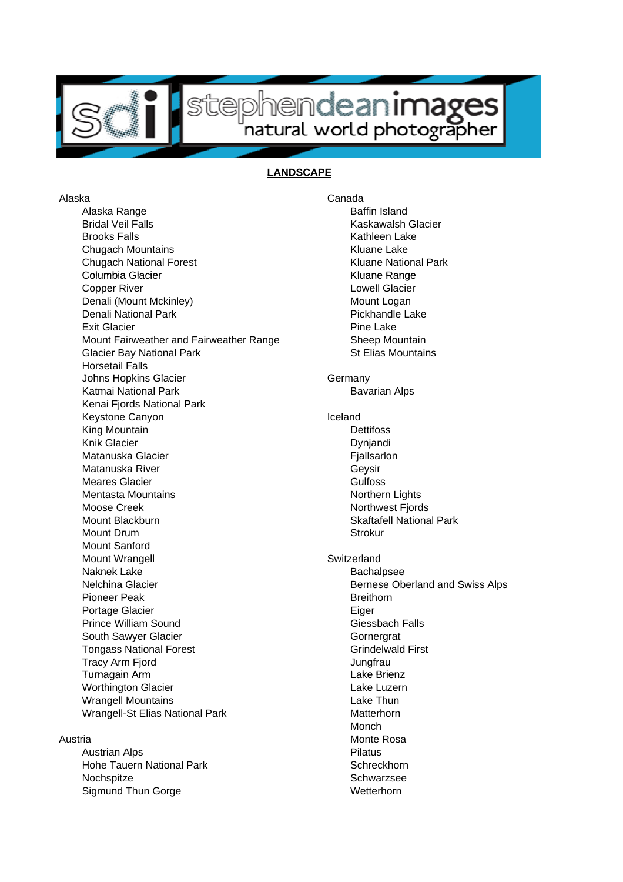stephendeanimages natural world photographer

**LANDSCAPE**

Alaska
- Alaska Range
- Bridal Veil Falls
- Brooks Falls
- Chugach Mountains
- Chugach National Forest
- Columbia Glacier
- Copper River
- Denali (Mount Mckinley)
- Denali National Park
- Exit Glacier
- Mount Fairweather and Fairweather Range
- Glacier Bay National Park
- Horsetail Falls
- Johns Hopkins Glacier
- Katmai National Park
- Kenai Fjords National Park
- Keystone Canyon
- King Mountain
- Knik Glacier
- Matanuska Glacier
- Matanuska River
- Meares Glacier
- Mentasta Mountains
- Moose Creek
- Mount Blackburn
- Mount Drum
- Mount Sanford
- Mount Wrangell
- Naknek Lake
- Nelchina Glacier
- Pioneer Peak
- Portage Glacier
- Prince William Sound
- South Sawyer Glacier
- Tongass National Forest
- Tracy Arm Fjord
- Turnagain Arm
- Worthington Glacier
- Wrangell Mountains
- Wrangell-St Elias National Park

Austria
- Austrian Alps
- Hohe Tauern National Park
- Nochspitze
- Sigmund Thun Gorge

Canada
- Baffin Island
- Kaskawalsh Glacier
- Kathleen Lake
- Kluane Lake
- Kluane National Park
- Kluane Range
- Lowell Glacier
- Mount Logan
- Pickhandle Lake
- Pine Lake
- Sheep Mountain
- St Elias Mountains

Germany
- Bavarian Alps

Iceland
- Dettifoss
- Dynjandi
- Fjallsarlon
- Geysir
- Gulfoss
- Northern Lights
- Northwest Fjords
- Skaftafell National Park
- Strokur

Switzerland
- Bachalpsee
- Bernese Oberland and Swiss Alps
- Breithorn
- Eiger
- Giessbach Falls
- Gornergrat
- Grindelwald First
- Jungfrau
- Lake Brienz
- Lake Luzern
- Lake Thun
- Matterhorn
- Monch
- Monte Rosa
- Pilatus
- Schreckhorn
- Schwarzsee
- Wetterhorn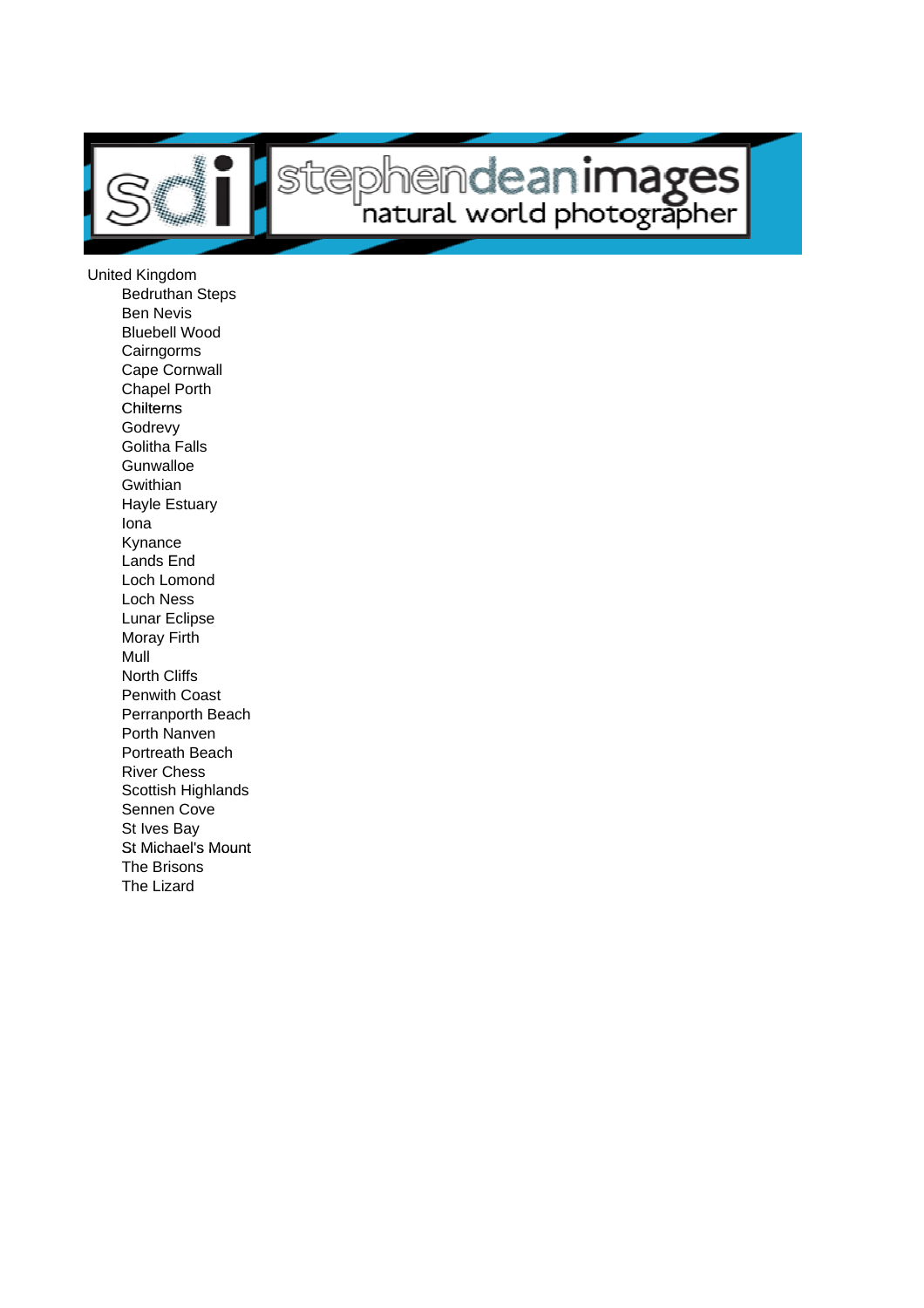stephendeanimages natural world photographer

United Kingdom
- Bedruthan Steps
- Ben Nevis
- Bluebell Wood
- Cairngorms
- Cape Cornwall
- Chapel Porth
- Chilterns
- Godrevy
- Golitha Falls
- Gunwalloe
- Gwithian
- Hayle Estuary
- Iona
- Kynance
- Lands End
- Loch Lomond
- Loch Ness
- Lunar Eclipse
- Moray Firth
- Mull
- North Cliffs
- Penwith Coast
- Perranporth Beach
- Porth Nanven
- Portreath Beach
- River Chess
- Scottish Highlands
- Sennen Cove
- St Ives Bay
- St Michael's Mount
- The Brisons
- The Lizard